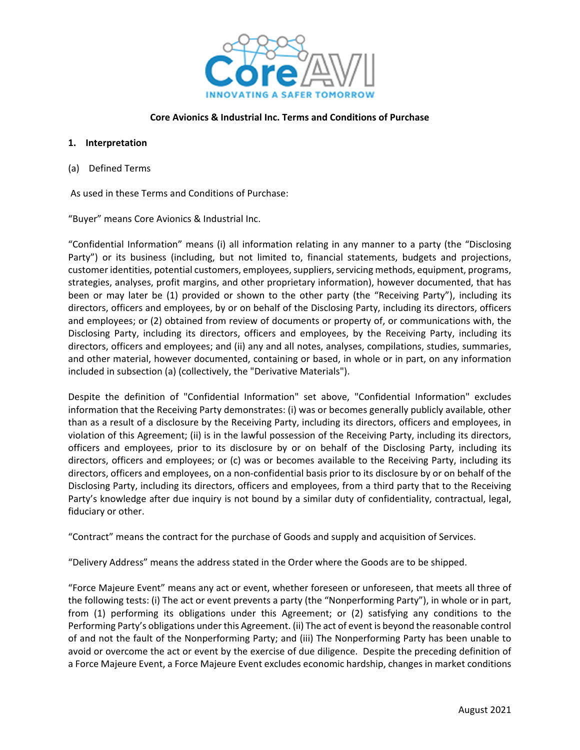**Core Avionics & Industrial Inc. Terms and Conditions of Purchase**

## 1. Interpretation

(a) Defined Terms

As used in these Terms and Conditions of Purchase:

"Buyer" means Core Avionics & Industrial Inc.

"Confidential Information" means (i) all information relating in any manner to a party (the "Disclosing Party") or its business (including, but not limited to, financial statements, budgets and projections, customer identities, potential customers, employees, suppliers, servicing methods, equipment, programs, strategies, analyses, profit margins, and other proprietary information), however documented, that has been or may later be (1) provided or shown to the other party (the "Receiving Party"), including its directors, officers and employees, by or on behalf of the Disclosing Party, including its directors, officers and employees; or (2) obtained from review of documents or property of, or communications with, the Disclosing Party, including its directors, officers and employees, by the Receiving Party, including its directors, officers and employees; and (ii) any and all notes, analyses, compilations, studies, summaries, and other material, however documented, containing or based, in whole or in part, on any information included in subsection (a) (collectively, the "Derivative Materials").

Despite the definition of "Confidential Information" set above, "Confidential Information" excludes information that the Receiving Party demonstrates: (i) was or becomes generally publicly available, other than as a result of a disclosure by the Receiving Party, including its directors, officers and employees, in violation of this Agreement; (ii) is in the lawful possession of the Receiving Party, including its directors, officers and employees, prior to its disclosure by or on behalf of the Disclosing Party, including its directors, officers and employees; or (c) was or becomes available to the Receiving Party, including its directors, officers and employees, on a non-confidential basis prior to its disclosure by or on behalf of the Disclosing Party, including its directors, officers and employees, from a third party that to the Receiving Party's knowledge after due inquiry is not bound by a similar duty of confidentiality, contractual, legal, fiduciary or other.

"Contract" means the contract for the purchase of Goods and supply and acquisition of Services.

"Delivery Address" means the address stated in the Order where the Goods are to be shipped.

"Force Majeure Event" means any act or event, whether foreseen or unforeseen, that meets all three of the following tests: (i) The act or event prevents a party (the "Nonperforming Party"), in whole or in part, from (1) performing its obligations under this Agreement; or (2) satisfying any conditions to the Performing Party's obligations under this Agreement. (ii) The act of event is beyond the reasonable control of and not the fault of the Nonperforming Party; and (iii) The Nonperforming Party has been unable to avoid or overcome the act or event by the exercise of due diligence. Despite the preceding definition of a Force Majeure Event, a Force Majeure Event excludes economic hardship, changes in market conditions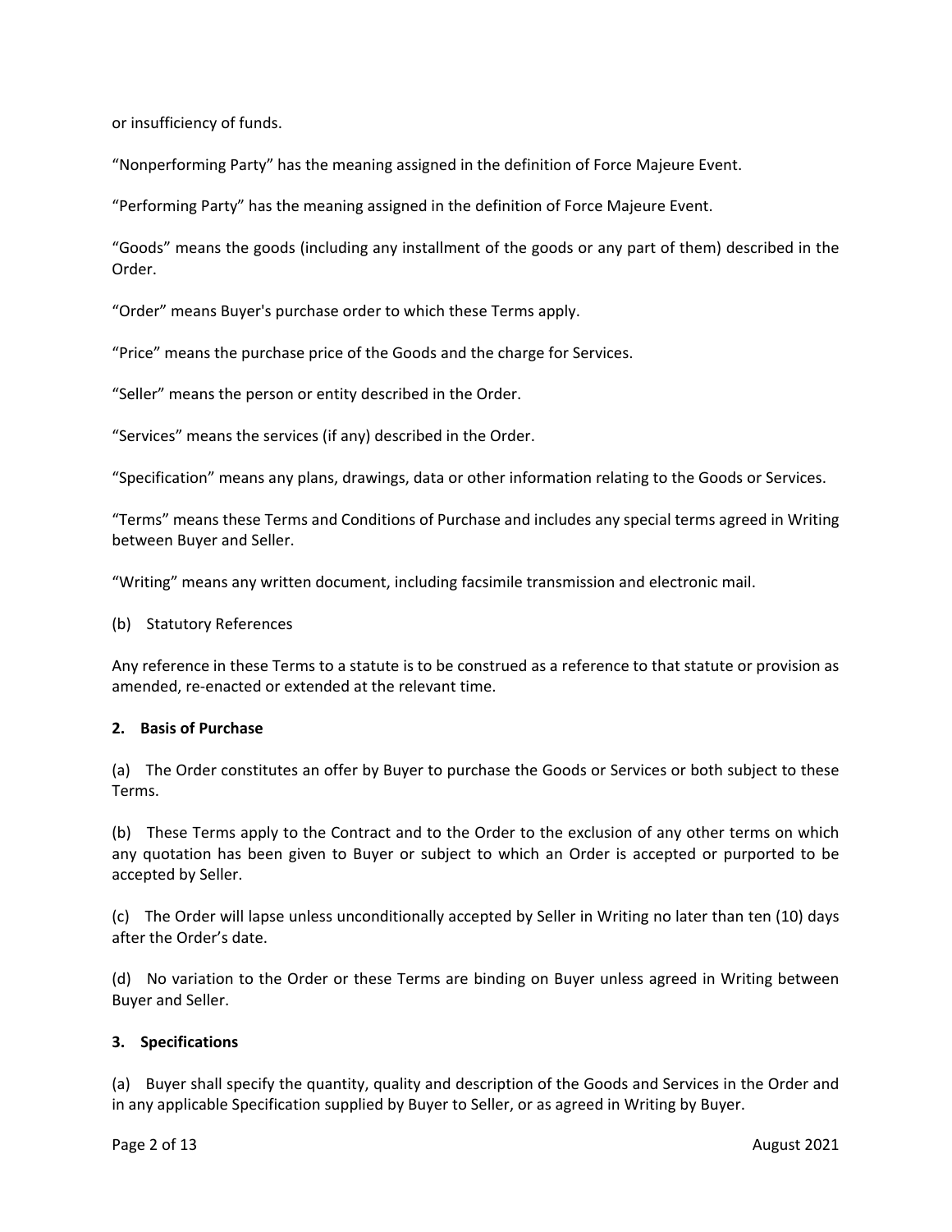or insufficiency of funds.

"Nonperforming Party" has the meaning assigned in the definition of Force Majeure Event.

"Performing Party" has the meaning assigned in the definition of Force Majeure Event.

"Goods" means the goods (including any installment of the goods or any part of them) described in the Order.

"Order" means Buyer's purchase order to which these Terms apply.

"Price" means the purchase price of the Goods and the charge for Services.

"Seller" means the person or entity described in the Order.

"Services" means the services (if any) described in the Order.

"Specification" means any plans, drawings, data or other information relating to the Goods or Services.

"Terms" means these Terms and Conditions of Purchase and includes any special terms agreed in Writing between Buyer and Seller.

"Writing" means any written document, including facsimile transmission and electronic mail.

(b) Statutory References

Any reference in these Terms to a statute is to be construed as a reference to that statute or provision as amended, re-enacted or extended at the relevant time.

**2. Basis of Purchase**

(a) The Order constitutes an offer by Buyer to purchase the Goods or Services or both subject to these Terms.

(b) These Terms apply to the Contract and to the Order to the exclusion of any other terms on which any quotation has been given to Buyer or subject to which an Order is accepted or purported to be accepted by Seller.

(c) The Order will lapse unless unconditionally accepted by Seller in Writing no later than ten (10) days after the Order's date.

(d) No variation to the Order or these Terms are binding on Buyer unless agreed in Writing between Buyer and Seller.

**3. Specifications**

(a) Buyer shall specify the quantity, quality and description of the Goods and Services in the Order and in any applicable Specification supplied by Buyer to Seller, or as agreed in Writing by Buyer.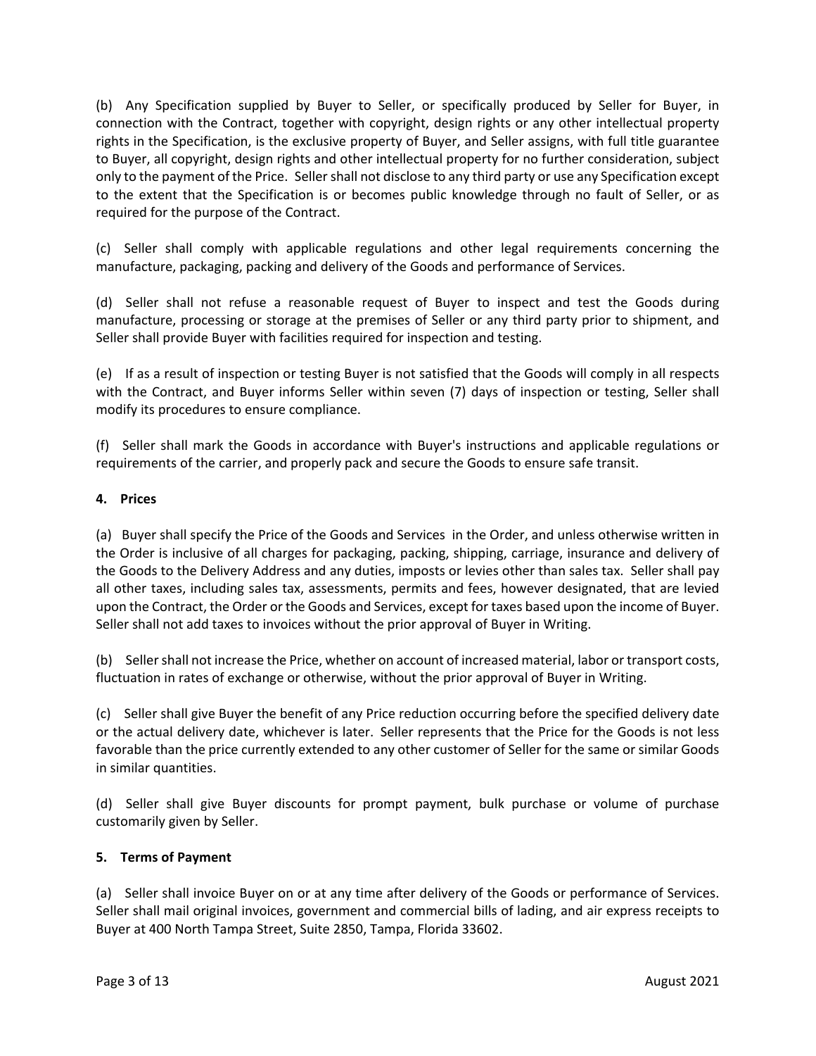(b) Any Specification supplied by Buyer to Seller, or specifically produced by Seller for Buyer, in connection with the Contract, together with copyright, design rights or any other intellectual property rights in the Specification, is the exclusive property of Buyer, and Seller assigns, with full title guarantee to Buyer, all copyright, design rights and other intellectual property for no further consideration, subject only to the payment of the Price. Seller shall not disclose to any third party or use any Specification except to the extent that the Specification is or becomes public knowledge through no fault of Seller, or as required for the purpose of the Contract.

(c) Seller shall comply with applicable regulations and other legal requirements concerning the manufacture, packaging, packing and delivery of the Goods and performance of Services.

(d) Seller shall not refuse a reasonable request of Buyer to inspect and test the Goods during manufacture, processing or storage at the premises of Seller or any third party prior to shipment, and Seller shall provide Buyer with facilities required for inspection and testing.

(e) If as a result of inspection or testing Buyer is not satisfied that the Goods will comply in all respects with the Contract, and Buyer informs Seller within seven (7) days of inspection or testing, Seller shall modify its procedures to ensure compliance.

(f) Seller shall mark the Goods in accordance with Buyer's instructions and applicable regulations or requirements of the carrier, and properly pack and secure the Goods to ensure safe transit.

**4. Prices**

(a) Buyer shall specify the Price of the Goods and Services in the Order, and unless otherwise written in the Order is inclusive of all charges for packaging, packing, shipping, carriage, insurance and delivery of the Goods to the Delivery Address and any duties, imposts or levies other than sales tax. Seller shall pay all other taxes, including sales tax, assessments, permits and fees, however designated, that are levied upon the Contract, the Order or the Goods and Services, except for taxes based upon the income of Buyer. Seller shall not add taxes to invoices without the prior approval of Buyer in Writing.

(b) Seller shall not increase the Price, whether on account of increased material, labor or transport costs, fluctuation in rates of exchange or otherwise, without the prior approval of Buyer in Writing.

(c) Seller shall give Buyer the benefit of any Price reduction occurring before the specified delivery date or the actual delivery date, whichever is later. Seller represents that the Price for the Goods is not less favorable than the price currently extended to any other customer of Seller for the same or similar Goods in similar quantities.

(d) Seller shall give Buyer discounts for prompt payment, bulk purchase or volume of purchase customarily given by Seller.

**5. Terms of Payment**

(a) Seller shall invoice Buyer on or at any time after delivery of the Goods or performance of Services. Seller shall mail original invoices, government and commercial bills of lading, and air express receipts to Buyer at 400 North Tampa Street, Suite 2850, Tampa, Florida 33602.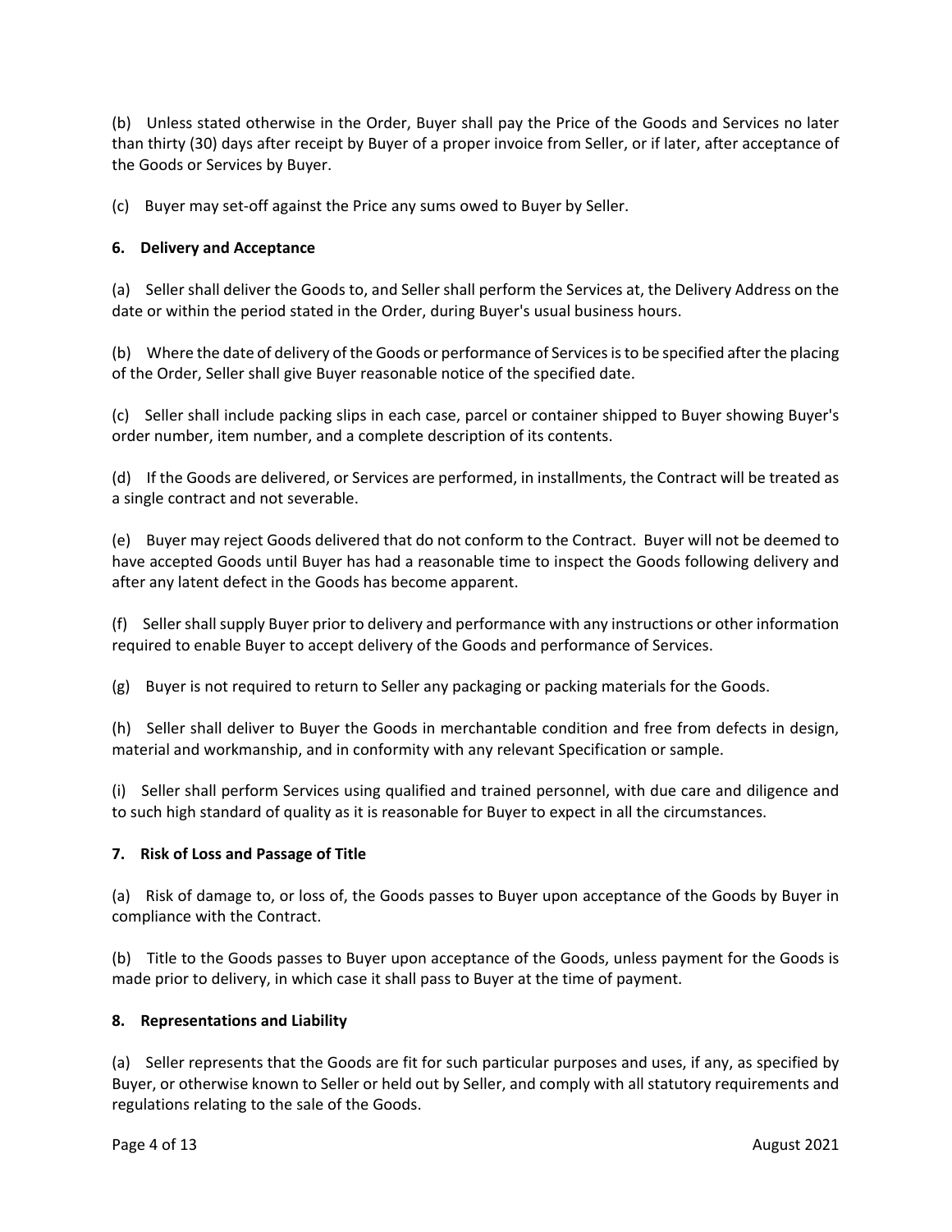(b) Unless stated otherwise in the Order, Buyer shall pay the Price of the Goods and Services no later than thirty (30) days after receipt by Buyer of a proper invoice from Seller, or if later, after acceptance of the Goods or Services by Buyer.

(c) Buyer may set-off against the Price any sums owed to Buyer by Seller.

**6. Delivery and Acceptance**

(a) Seller shall deliver the Goods to, and Seller shall perform the Services at, the Delivery Address on the date or within the period stated in the Order, during Buyer's usual business hours.

(b) Where the date of delivery of the Goods or performance of Services is to be specified after the placing of the Order, Seller shall give Buyer reasonable notice of the specified date.

(c) Seller shall include packing slips in each case, parcel or container shipped to Buyer showing Buyer's order number, item number, and a complete description of its contents.

(d) If the Goods are delivered, or Services are performed, in installments, the Contract will be treated as a single contract and not severable.

(e) Buyer may reject Goods delivered that do not conform to the Contract. Buyer will not be deemed to have accepted Goods until Buyer has had a reasonable time to inspect the Goods following delivery and after any latent defect in the Goods has become apparent.

(f) Seller shall supply Buyer prior to delivery and performance with any instructions or other information required to enable Buyer to accept delivery of the Goods and performance of Services.

(g) Buyer is not required to return to Seller any packaging or packing materials for the Goods.

(h) Seller shall deliver to Buyer the Goods in merchantable condition and free from defects in design, material and workmanship, and in conformity with any relevant Specification or sample.

(i) Seller shall perform Services using qualified and trained personnel, with due care and diligence and to such high standard of quality as it is reasonable for Buyer to expect in all the circumstances.

**7. Risk of Loss and Passage of Title**

(a) Risk of damage to, or loss of, the Goods passes to Buyer upon acceptance of the Goods by Buyer in compliance with the Contract.

(b) Title to the Goods passes to Buyer upon acceptance of the Goods, unless payment for the Goods is made prior to delivery, in which case it shall pass to Buyer at the time of payment.

**8. Representations and Liability**

(a) Seller represents that the Goods are fit for such particular purposes and uses, if any, as specified by Buyer, or otherwise known to Seller or held out by Seller, and comply with all statutory requirements and regulations relating to the sale of the Goods.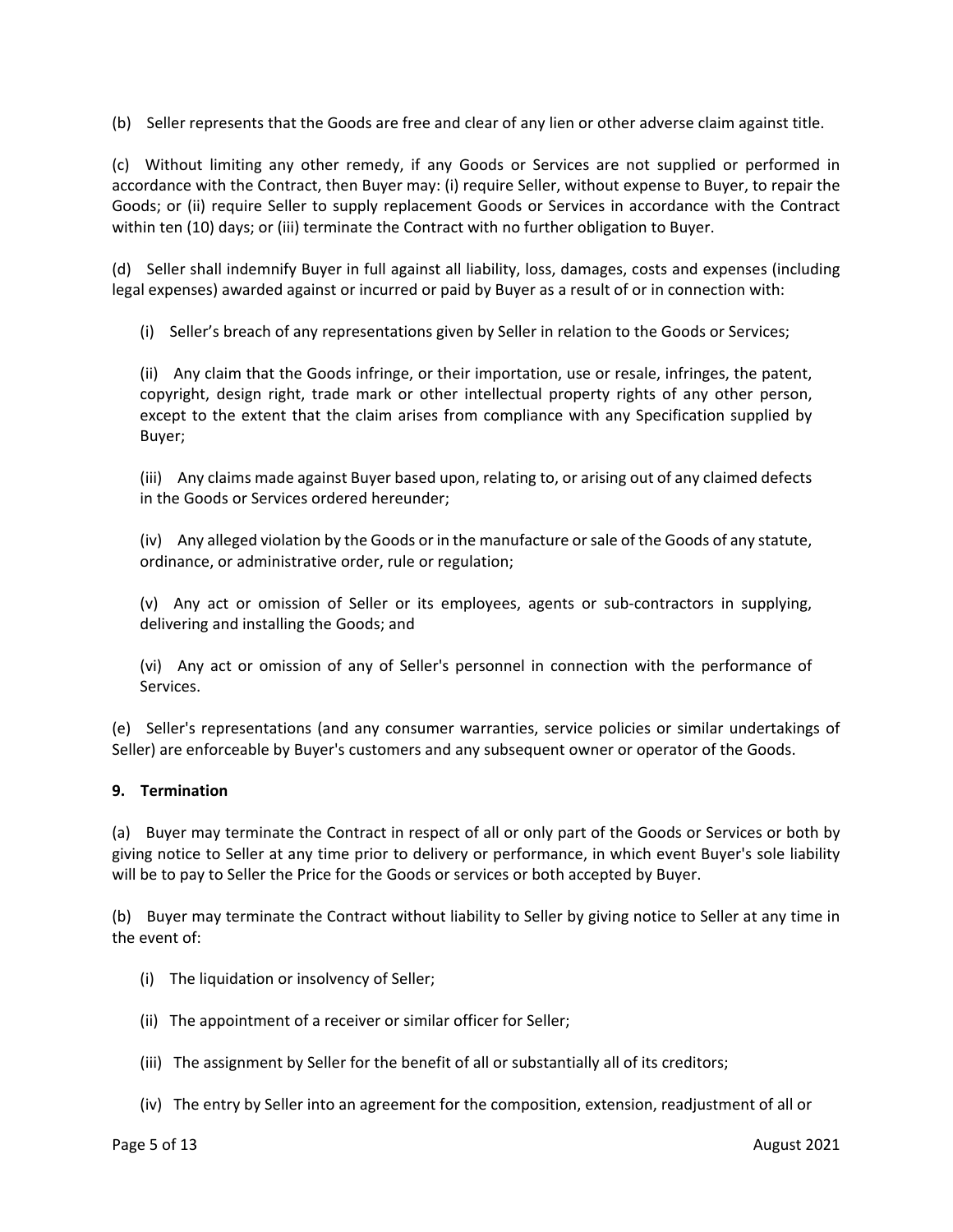(b) Seller represents that the Goods are free and clear of any lien or other adverse claim against title.

(c) Without limiting any other remedy, if any Goods or Services are not supplied or performed in accordance with the Contract, then Buyer may: (i) require Seller, without expense to Buyer, to repair the Goods; or (ii) require Seller to supply replacement Goods or Services in accordance with the Contract within ten (10) days; or (iii) terminate the Contract with no further obligation to Buyer.

(d) Seller shall indemnify Buyer in full against all liability, loss, damages, costs and expenses (including legal expenses) awarded against or incurred or paid by Buyer as a result of or in connection with:

(i) Seller's breach of any representations given by Seller in relation to the Goods or Services;

(ii) Any claim that the Goods infringe, or their importation, use or resale, infringes, the patent, copyright, design right, trade mark or other intellectual property rights of any other person, except to the extent that the claim arises from compliance with any Specification supplied by Buyer;

(iii) Any claims made against Buyer based upon, relating to, or arising out of any claimed defects in the Goods or Services ordered hereunder;

(iv) Any alleged violation by the Goods or in the manufacture or sale of the Goods of any statute, ordinance, or administrative order, rule or regulation;

(v) Any act or omission of Seller or its employees, agents or sub-contractors in supplying, delivering and installing the Goods; and

(vi) Any act or omission of any of Seller's personnel in connection with the performance of Services.

(e) Seller's representations (and any consumer warranties, service policies or similar undertakings of Seller) are enforceable by Buyer's customers and any subsequent owner or operator of the Goods.

**9. Termination**

(a) Buyer may terminate the Contract in respect of all or only part of the Goods or Services or both by giving notice to Seller at any time prior to delivery or performance, in which event Buyer's sole liability will be to pay to Seller the Price for the Goods or services or both accepted by Buyer.

(b) Buyer may terminate the Contract without liability to Seller by giving notice to Seller at any time in the event of:

(i) The liquidation or insolvency of Seller;

(ii) The appointment of a receiver or similar officer for Seller;

(iii) The assignment by Seller for the benefit of all or substantially all of its creditors;

(iv) The entry by Seller into an agreement for the composition, extension, readjustment of all or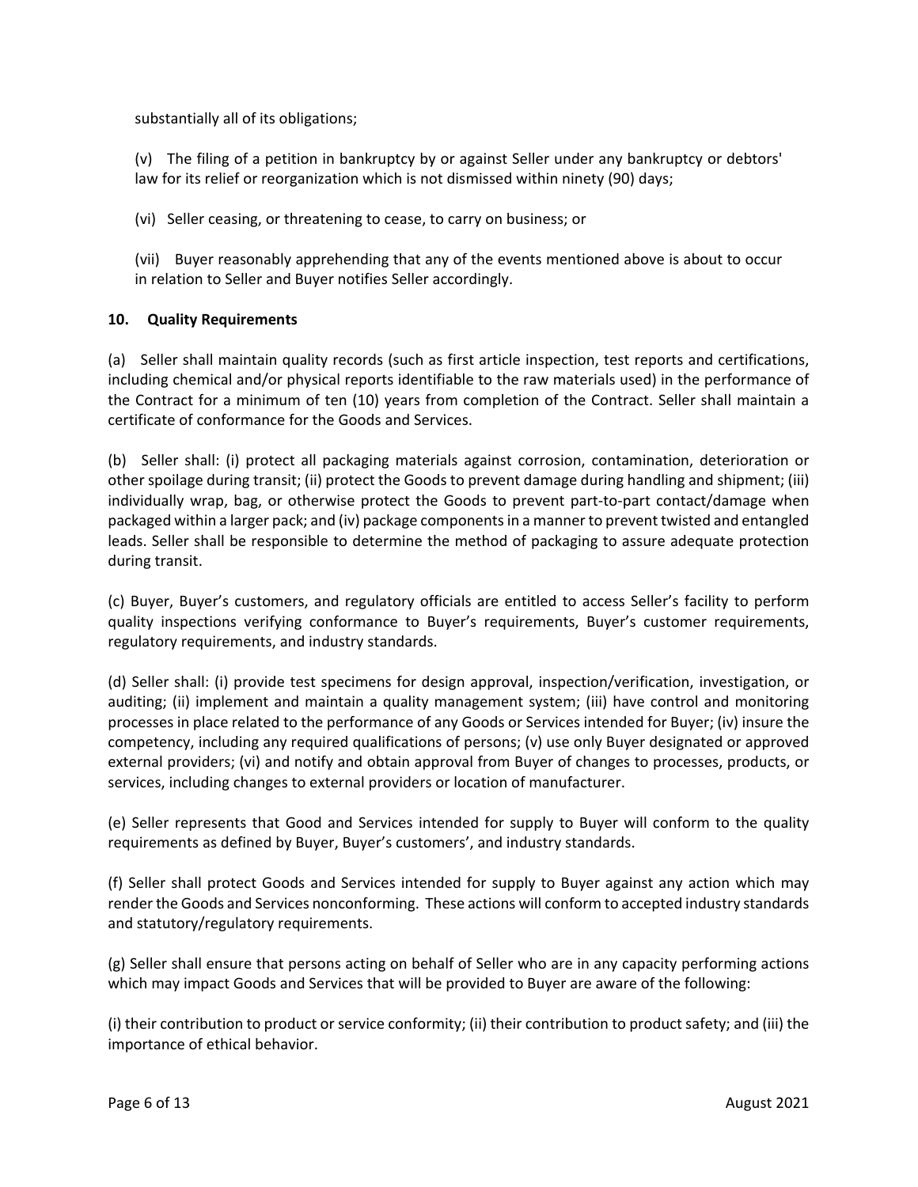substantially all of its obligations;

(v) The filing of a petition in bankruptcy by or against Seller under any bankruptcy or debtors' law for its relief or reorganization which is not dismissed within ninety (90) days;

(vi) Seller ceasing, or threatening to cease, to carry on business; or

(vii) Buyer reasonably apprehending that any of the events mentioned above is about to occur in relation to Seller and Buyer notifies Seller accordingly.

**10. Quality Requirements**

(a) Seller shall maintain quality records (such as first article inspection, test reports and certifications, including chemical and/or physical reports identifiable to the raw materials used) in the performance of the Contract for a minimum of ten (10) years from completion of the Contract. Seller shall maintain a certificate of conformance for the Goods and Services.

(b) Seller shall: (i) protect all packaging materials against corrosion, contamination, deterioration or other spoilage during transit; (ii) protect the Goods to prevent damage during handling and shipment; (iii) individually wrap, bag, or otherwise protect the Goods to prevent part-to-part contact/damage when packaged within a larger pack; and (iv) package components in a manner to prevent twisted and entangled leads. Seller shall be responsible to determine the method of packaging to assure adequate protection during transit.

(c) Buyer, Buyer's customers, and regulatory officials are entitled to access Seller's facility to perform quality inspections verifying conformance to Buyer's requirements, Buyer's customer requirements, regulatory requirements, and industry standards.

(d) Seller shall: (i) provide test specimens for design approval, inspection/verification, investigation, or auditing; (ii) implement and maintain a quality management system; (iii) have control and monitoring processes in place related to the performance of any Goods or Services intended for Buyer; (iv) insure the competency, including any required qualifications of persons; (v) use only Buyer designated or approved external providers; (vi) and notify and obtain approval from Buyer of changes to processes, products, or services, including changes to external providers or location of manufacturer.

(e) Seller represents that Good and Services intended for supply to Buyer will conform to the quality requirements as defined by Buyer, Buyer's customers', and industry standards.

(f) Seller shall protect Goods and Services intended for supply to Buyer against any action which may render the Goods and Services nonconforming. These actions will conform to accepted industry standards and statutory/regulatory requirements.

(g) Seller shall ensure that persons acting on behalf of Seller who are in any capacity performing actions which may impact Goods and Services that will be provided to Buyer are aware of the following:

(i) their contribution to product or service conformity; (ii) their contribution to product safety; and (iii) the importance of ethical behavior.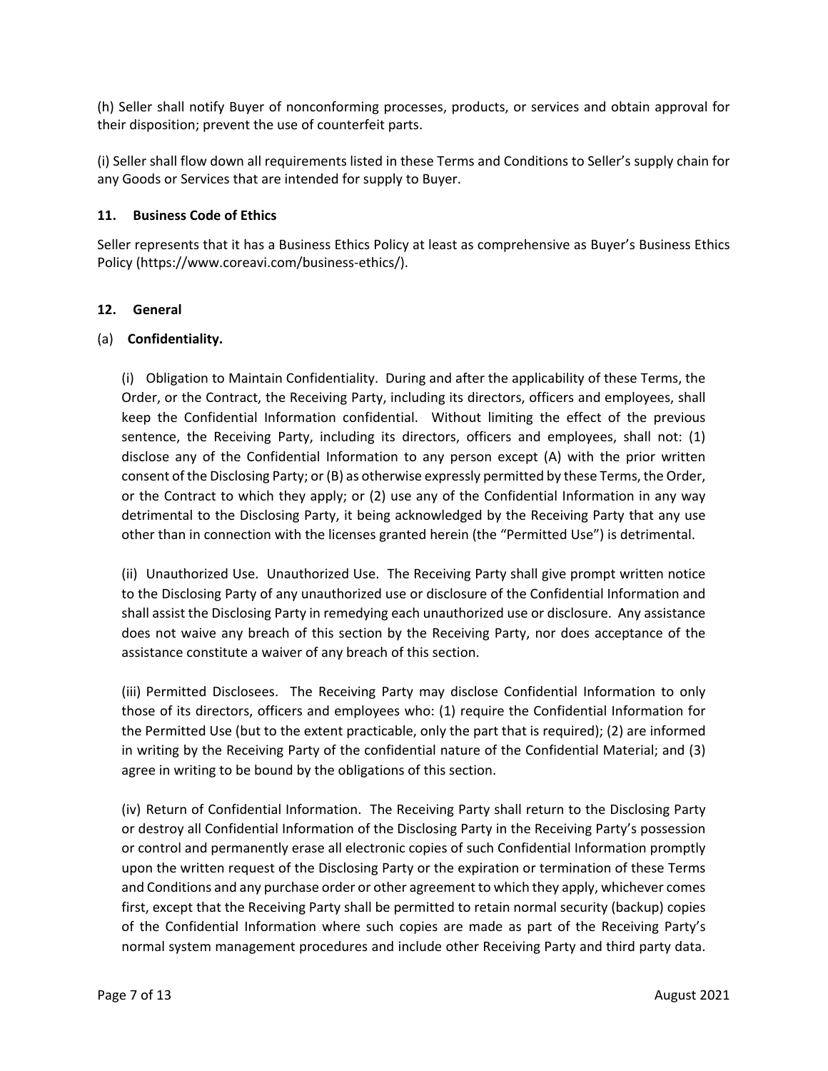(h) Seller shall notify Buyer of nonconforming processes, products, or services and obtain approval for their disposition; prevent the use of counterfeit parts.

(i) Seller shall flow down all requirements listed in these Terms and Conditions to Seller's supply chain for any Goods or Services that are intended for supply to Buyer.

## 11. Business Code of Ethics

Seller represents that it has a Business Ethics Policy at least as comprehensive as Buyer's Business Ethics Policy (https://www.coreavi.com/business-ethics/).

## 12. General

(a) **Confidentiality.**

(i) Obligation to Maintain Confidentiality. During and after the applicability of these Terms, the Order, or the Contract, the Receiving Party, including its directors, officers and employees, shall keep the Confidential Information confidential. Without limiting the effect of the previous sentence, the Receiving Party, including its directors, officers and employees, shall not: (1) disclose any of the Confidential Information to any person except (A) with the prior written consent of the Disclosing Party; or (B) as otherwise expressly permitted by these Terms, the Order, or the Contract to which they apply; or (2) use any of the Confidential Information in any way detrimental to the Disclosing Party, it being acknowledged by the Receiving Party that any use other than in connection with the licenses granted herein (the "Permitted Use") is detrimental.

(ii) Unauthorized Use. Unauthorized Use. The Receiving Party shall give prompt written notice to the Disclosing Party of any unauthorized use or disclosure of the Confidential Information and shall assist the Disclosing Party in remedying each unauthorized use or disclosure. Any assistance does not waive any breach of this section by the Receiving Party, nor does acceptance of the assistance constitute a waiver of any breach of this section.

(iii) Permitted Disclosees. The Receiving Party may disclose Confidential Information to only those of its directors, officers and employees who: (1) require the Confidential Information for the Permitted Use (but to the extent practicable, only the part that is required); (2) are informed in writing by the Receiving Party of the confidential nature of the Confidential Material; and (3) agree in writing to be bound by the obligations of this section.

(iv) Return of Confidential Information. The Receiving Party shall return to the Disclosing Party or destroy all Confidential Information of the Disclosing Party in the Receiving Party's possession or control and permanently erase all electronic copies of such Confidential Information promptly upon the written request of the Disclosing Party or the expiration or termination of these Terms and Conditions and any purchase order or other agreement to which they apply, whichever comes first, except that the Receiving Party shall be permitted to retain normal security (backup) copies of the Confidential Information where such copies are made as part of the Receiving Party's normal system management procedures and include other Receiving Party and third party data.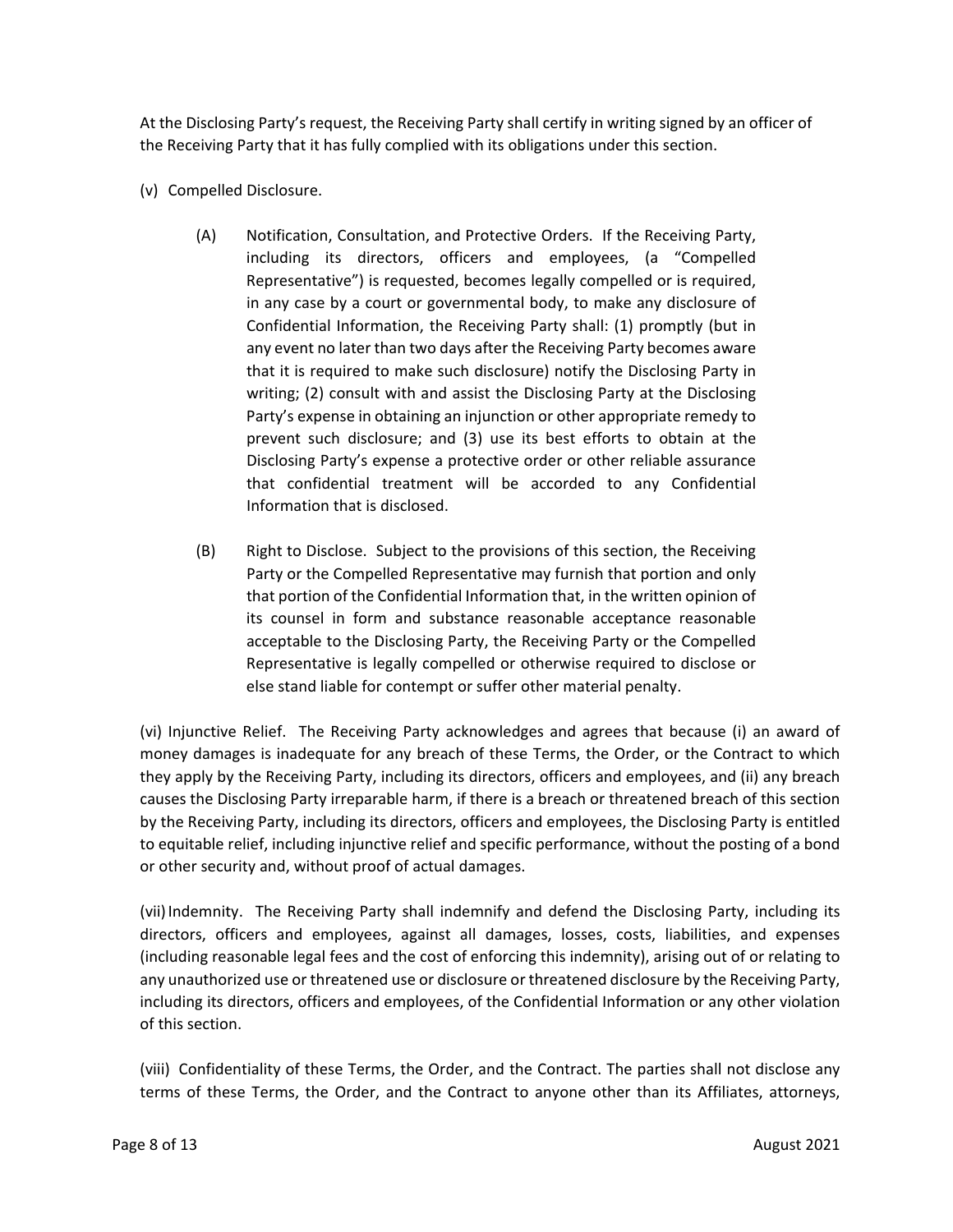At the Disclosing Party's request, the Receiving Party shall certify in writing signed by an officer of the Receiving Party that it has fully complied with its obligations under this section.

(v) Compelled Disclosure.

> (A) Notification, Consultation, and Protective Orders. If the Receiving Party, including its directors, officers and employees, (a "Compelled Representative") is requested, becomes legally compelled or is required, in any case by a court or governmental body, to make any disclosure of Confidential Information, the Receiving Party shall: (1) promptly (but in any event no later than two days after the Receiving Party becomes aware that it is required to make such disclosure) notify the Disclosing Party in writing; (2) consult with and assist the Disclosing Party at the Disclosing Party's expense in obtaining an injunction or other appropriate remedy to prevent such disclosure; and (3) use its best efforts to obtain at the Disclosing Party's expense a protective order or other reliable assurance that confidential treatment will be accorded to any Confidential Information that is disclosed.
>
> (B) Right to Disclose. Subject to the provisions of this section, the Receiving Party or the Compelled Representative may furnish that portion and only that portion of the Confidential Information that, in the written opinion of its counsel in form and substance reasonable acceptance reasonable acceptable to the Disclosing Party, the Receiving Party or the Compelled Representative is legally compelled or otherwise required to disclose or else stand liable for contempt or suffer other material penalty.

(vi) Injunctive Relief. The Receiving Party acknowledges and agrees that because (i) an award of money damages is inadequate for any breach of these Terms, the Order, or the Contract to which they apply by the Receiving Party, including its directors, officers and employees, and (ii) any breach causes the Disclosing Party irreparable harm, if there is a breach or threatened breach of this section by the Receiving Party, including its directors, officers and employees, the Disclosing Party is entitled to equitable relief, including injunctive relief and specific performance, without the posting of a bond or other security and, without proof of actual damages.

(vii) Indemnity. The Receiving Party shall indemnify and defend the Disclosing Party, including its directors, officers and employees, against all damages, losses, costs, liabilities, and expenses (including reasonable legal fees and the cost of enforcing this indemnity), arising out of or relating to any unauthorized use or threatened use or disclosure or threatened disclosure by the Receiving Party, including its directors, officers and employees, of the Confidential Information or any other violation of this section.

(viii) Confidentiality of these Terms, the Order, and the Contract. The parties shall not disclose any terms of these Terms, the Order, and the Contract to anyone other than its Affiliates, attorneys,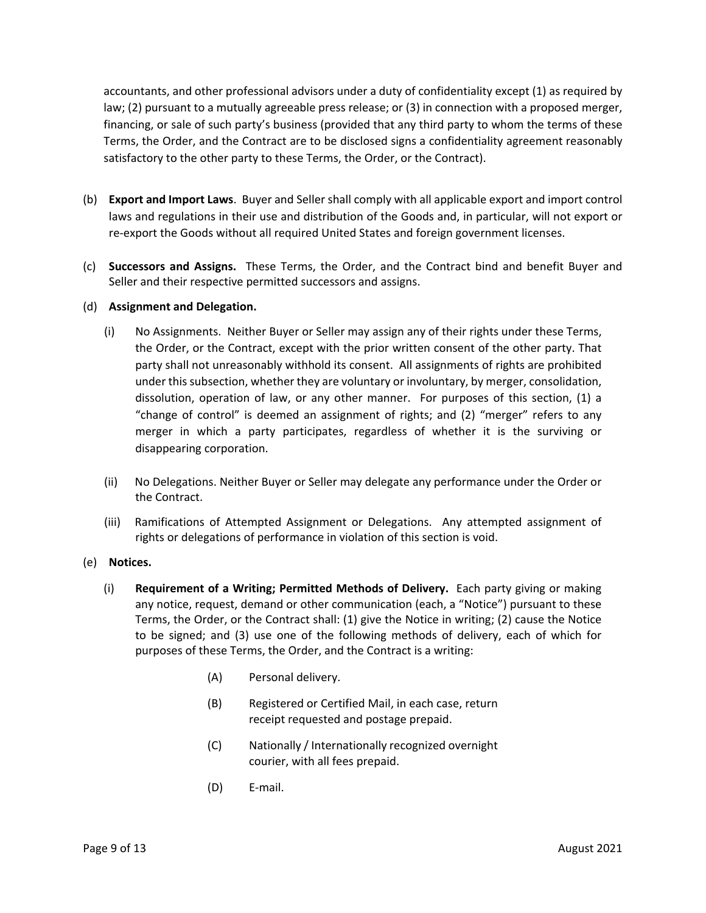accountants, and other professional advisors under a duty of confidentiality except (1) as required by law; (2) pursuant to a mutually agreeable press release; or (3) in connection with a proposed merger, financing, or sale of such party's business (provided that any third party to whom the terms of these Terms, the Order, and the Contract are to be disclosed signs a confidentiality agreement reasonably satisfactory to the other party to these Terms, the Order, or the Contract).

(b) **Export and Import Laws**. Buyer and Seller shall comply with all applicable export and import control laws and regulations in their use and distribution of the Goods and, in particular, will not export or re-export the Goods without all required United States and foreign government licenses.

(c) **Successors and Assigns.** These Terms, the Order, and the Contract bind and benefit Buyer and Seller and their respective permitted successors and assigns.

(d) **Assignment and Delegation.**

(i) No Assignments. Neither Buyer or Seller may assign any of their rights under these Terms, the Order, or the Contract, except with the prior written consent of the other party. That party shall not unreasonably withhold its consent. All assignments of rights are prohibited under this subsection, whether they are voluntary or involuntary, by merger, consolidation, dissolution, operation of law, or any other manner. For purposes of this section, (1) a "change of control" is deemed an assignment of rights; and (2) "merger" refers to any merger in which a party participates, regardless of whether it is the surviving or disappearing corporation.

(ii) No Delegations. Neither Buyer or Seller may delegate any performance under the Order or the Contract.

(iii) Ramifications of Attempted Assignment or Delegations. Any attempted assignment of rights or delegations of performance in violation of this section is void.

(e) **Notices.**

(i) **Requirement of a Writing; Permitted Methods of Delivery.** Each party giving or making any notice, request, demand or other communication (each, a "Notice") pursuant to these Terms, the Order, or the Contract shall: (1) give the Notice in writing; (2) cause the Notice to be signed; and (3) use one of the following methods of delivery, each of which for purposes of these Terms, the Order, and the Contract is a writing:

(A) Personal delivery.

(B) Registered or Certified Mail, in each case, return receipt requested and postage prepaid.

(C) Nationally / Internationally recognized overnight courier, with all fees prepaid.

(D) E-mail.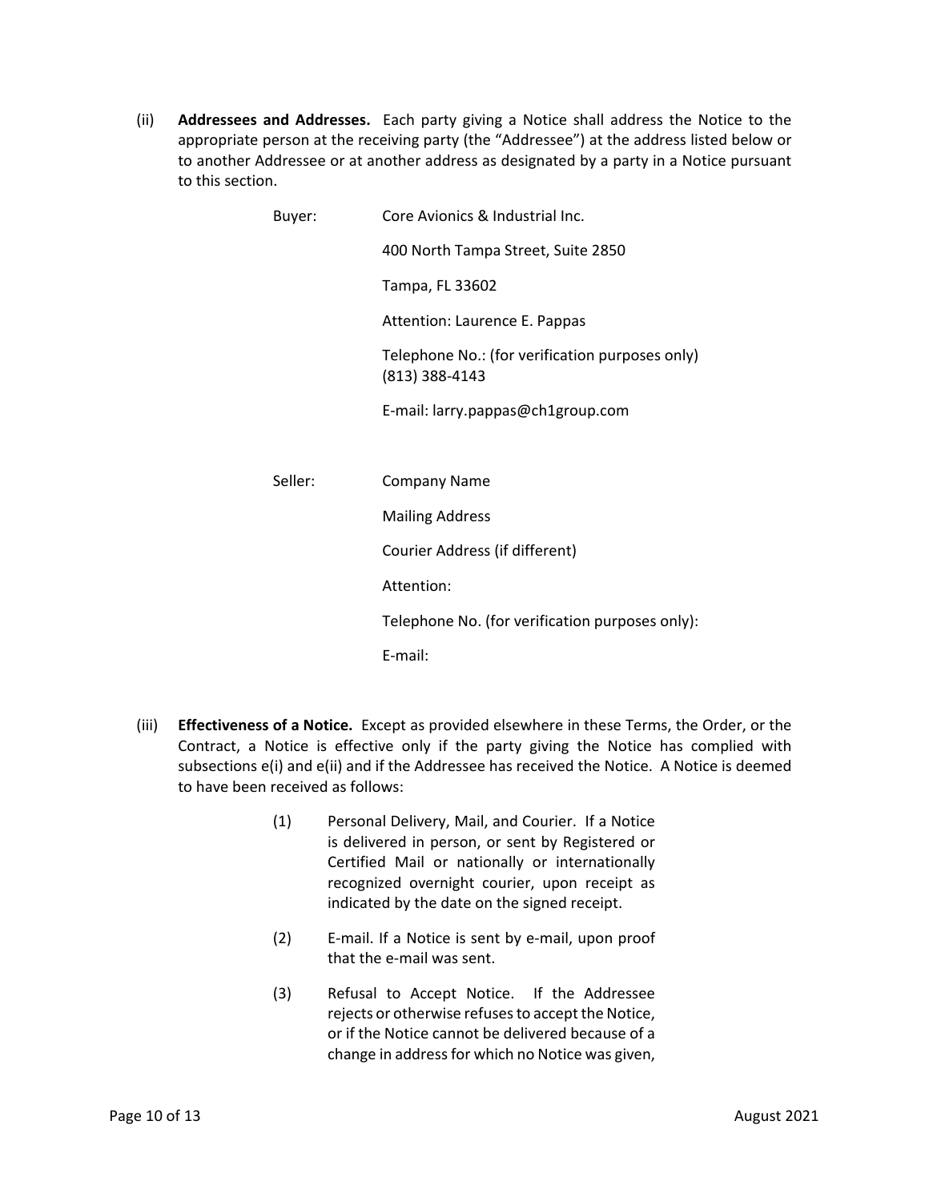(ii) **Addressees and Addresses.** Each party giving a Notice shall address the Notice to the appropriate person at the receiving party (the "Addressee") at the address listed below or to another Addressee or at another address as designated by a party in a Notice pursuant to this section.

Buyer: Core Avionics & Industrial Inc.

400 North Tampa Street, Suite 2850

Tampa, FL 33602

Attention: Laurence E. Pappas

Telephone No.: (for verification purposes only) (813) 388-4143

E-mail: larry.pappas@ch1group.com

Seller: Company Name

Mailing Address

Courier Address (if different)

Attention:

Telephone No. (for verification purposes only):

E-mail:

(iii) **Effectiveness of a Notice.** Except as provided elsewhere in these Terms, the Order, or the Contract, a Notice is effective only if the party giving the Notice has complied with subsections e(i) and e(ii) and if the Addressee has received the Notice. A Notice is deemed to have been received as follows:

(1) Personal Delivery, Mail, and Courier. If a Notice is delivered in person, or sent by Registered or Certified Mail or nationally or internationally recognized overnight courier, upon receipt as indicated by the date on the signed receipt.

(2) E-mail. If a Notice is sent by e-mail, upon proof that the e-mail was sent.

(3) Refusal to Accept Notice. If the Addressee rejects or otherwise refuses to accept the Notice, or if the Notice cannot be delivered because of a change in address for which no Notice was given,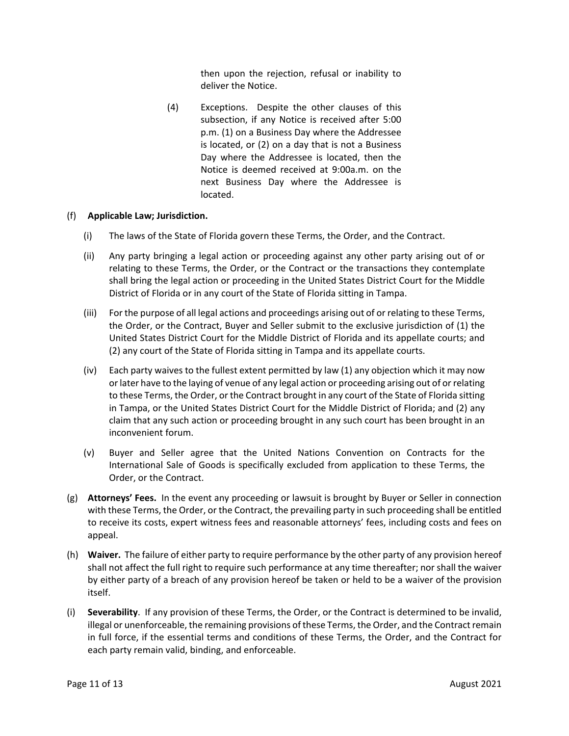then upon the rejection, refusal or inability to deliver the Notice.

(4) Exceptions. Despite the other clauses of this subsection, if any Notice is received after 5:00 p.m. (1) on a Business Day where the Addressee is located, or (2) on a day that is not a Business Day where the Addressee is located, then the Notice is deemed received at 9:00a.m. on the next Business Day where the Addressee is located.

(f) **Applicable Law; Jurisdiction.**

(i) The laws of the State of Florida govern these Terms, the Order, and the Contract.

(ii) Any party bringing a legal action or proceeding against any other party arising out of or relating to these Terms, the Order, or the Contract or the transactions they contemplate shall bring the legal action or proceeding in the United States District Court for the Middle District of Florida or in any court of the State of Florida sitting in Tampa.

(iii) For the purpose of all legal actions and proceedings arising out of or relating to these Terms, the Order, or the Contract, Buyer and Seller submit to the exclusive jurisdiction of (1) the United States District Court for the Middle District of Florida and its appellate courts; and (2) any court of the State of Florida sitting in Tampa and its appellate courts.

(iv) Each party waives to the fullest extent permitted by law (1) any objection which it may now or later have to the laying of venue of any legal action or proceeding arising out of or relating to these Terms, the Order, or the Contract brought in any court of the State of Florida sitting in Tampa, or the United States District Court for the Middle District of Florida; and (2) any claim that any such action or proceeding brought in any such court has been brought in an inconvenient forum.

(v) Buyer and Seller agree that the United Nations Convention on Contracts for the International Sale of Goods is specifically excluded from application to these Terms, the Order, or the Contract.

(g) **Attorneys' Fees.** In the event any proceeding or lawsuit is brought by Buyer or Seller in connection with these Terms, the Order, or the Contract, the prevailing party in such proceeding shall be entitled to receive its costs, expert witness fees and reasonable attorneys' fees, including costs and fees on appeal.

(h) **Waiver.** The failure of either party to require performance by the other party of any provision hereof shall not affect the full right to require such performance at any time thereafter; nor shall the waiver by either party of a breach of any provision hereof be taken or held to be a waiver of the provision itself.

(i) **Severability**. If any provision of these Terms, the Order, or the Contract is determined to be invalid, illegal or unenforceable, the remaining provisions of these Terms, the Order, and the Contract remain in full force, if the essential terms and conditions of these Terms, the Order, and the Contract for each party remain valid, binding, and enforceable.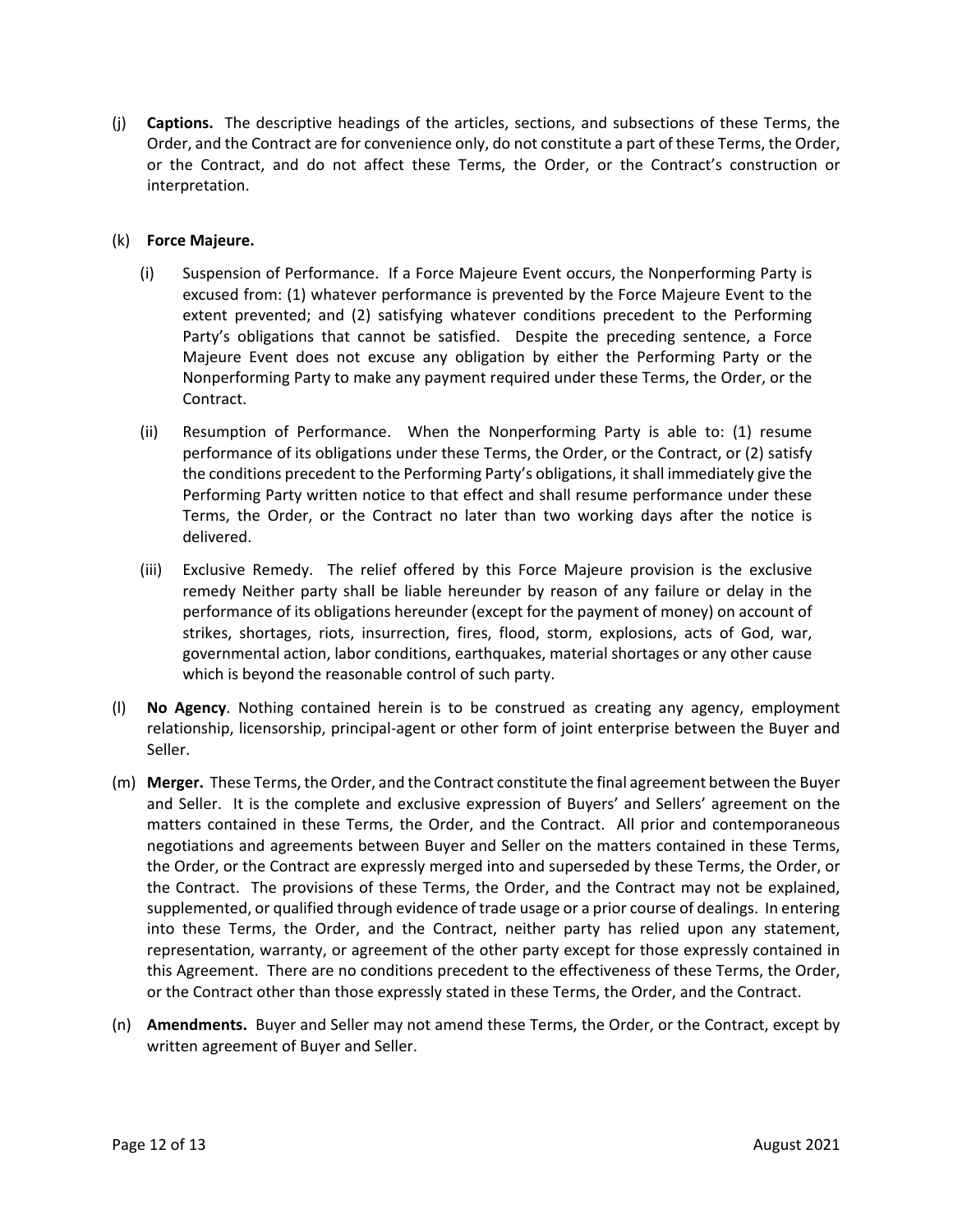(j) **Captions.** The descriptive headings of the articles, sections, and subsections of these Terms, the Order, and the Contract are for convenience only, do not constitute a part of these Terms, the Order, or the Contract, and do not affect these Terms, the Order, or the Contract's construction or interpretation.

(k) **Force Majeure.**

(i) Suspension of Performance. If a Force Majeure Event occurs, the Nonperforming Party is excused from: (1) whatever performance is prevented by the Force Majeure Event to the extent prevented; and (2) satisfying whatever conditions precedent to the Performing Party's obligations that cannot be satisfied. Despite the preceding sentence, a Force Majeure Event does not excuse any obligation by either the Performing Party or the Nonperforming Party to make any payment required under these Terms, the Order, or the Contract.

(ii) Resumption of Performance. When the Nonperforming Party is able to: (1) resume performance of its obligations under these Terms, the Order, or the Contract, or (2) satisfy the conditions precedent to the Performing Party's obligations, it shall immediately give the Performing Party written notice to that effect and shall resume performance under these Terms, the Order, or the Contract no later than two working days after the notice is delivered.

(iii) Exclusive Remedy. The relief offered by this Force Majeure provision is the exclusive remedy Neither party shall be liable hereunder by reason of any failure or delay in the performance of its obligations hereunder (except for the payment of money) on account of strikes, shortages, riots, insurrection, fires, flood, storm, explosions, acts of God, war, governmental action, labor conditions, earthquakes, material shortages or any other cause which is beyond the reasonable control of such party.

(l) **No Agency**. Nothing contained herein is to be construed as creating any agency, employment relationship, licensorship, principal-agent or other form of joint enterprise between the Buyer and Seller.

(m) **Merger.** These Terms, the Order, and the Contract constitute the final agreement between the Buyer and Seller. It is the complete and exclusive expression of Buyers' and Sellers' agreement on the matters contained in these Terms, the Order, and the Contract. All prior and contemporaneous negotiations and agreements between Buyer and Seller on the matters contained in these Terms, the Order, or the Contract are expressly merged into and superseded by these Terms, the Order, or the Contract. The provisions of these Terms, the Order, and the Contract may not be explained, supplemented, or qualified through evidence of trade usage or a prior course of dealings. In entering into these Terms, the Order, and the Contract, neither party has relied upon any statement, representation, warranty, or agreement of the other party except for those expressly contained in this Agreement. There are no conditions precedent to the effectiveness of these Terms, the Order, or the Contract other than those expressly stated in these Terms, the Order, and the Contract.

(n) **Amendments.** Buyer and Seller may not amend these Terms, the Order, or the Contract, except by written agreement of Buyer and Seller.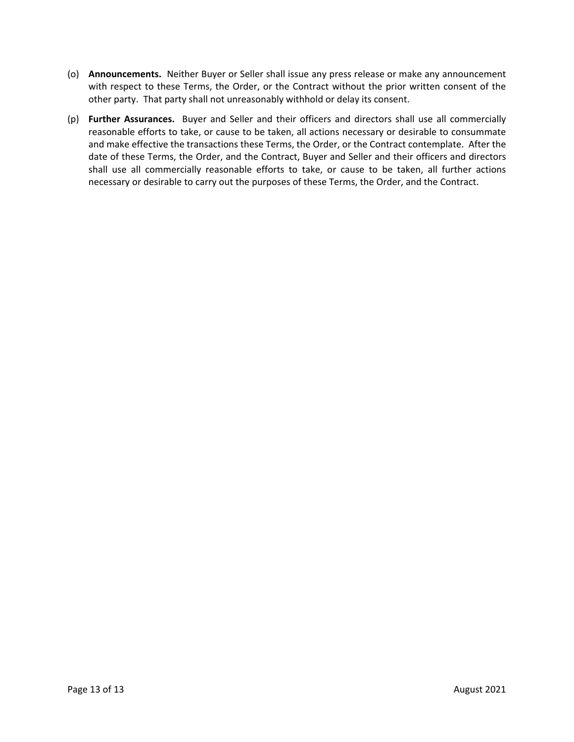(o) **Announcements.** Neither Buyer or Seller shall issue any press release or make any announcement with respect to these Terms, the Order, or the Contract without the prior written consent of the other party. That party shall not unreasonably withhold or delay its consent.

(p) **Further Assurances.** Buyer and Seller and their officers and directors shall use all commercially reasonable efforts to take, or cause to be taken, all actions necessary or desirable to consummate and make effective the transactions these Terms, the Order, or the Contract contemplate. After the date of these Terms, the Order, and the Contract, Buyer and Seller and their officers and directors shall use all commercially reasonable efforts to take, or cause to be taken, all further actions necessary or desirable to carry out the purposes of these Terms, the Order, and the Contract.